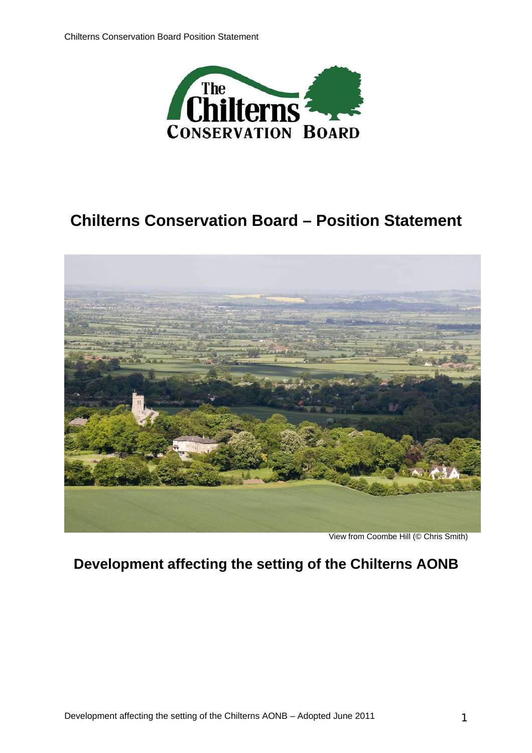# Chilterns Conservation Board – Position Statement

View from Coombe Hill (© Chris Smith)

## Development affecting the setting of the Chilterns AONB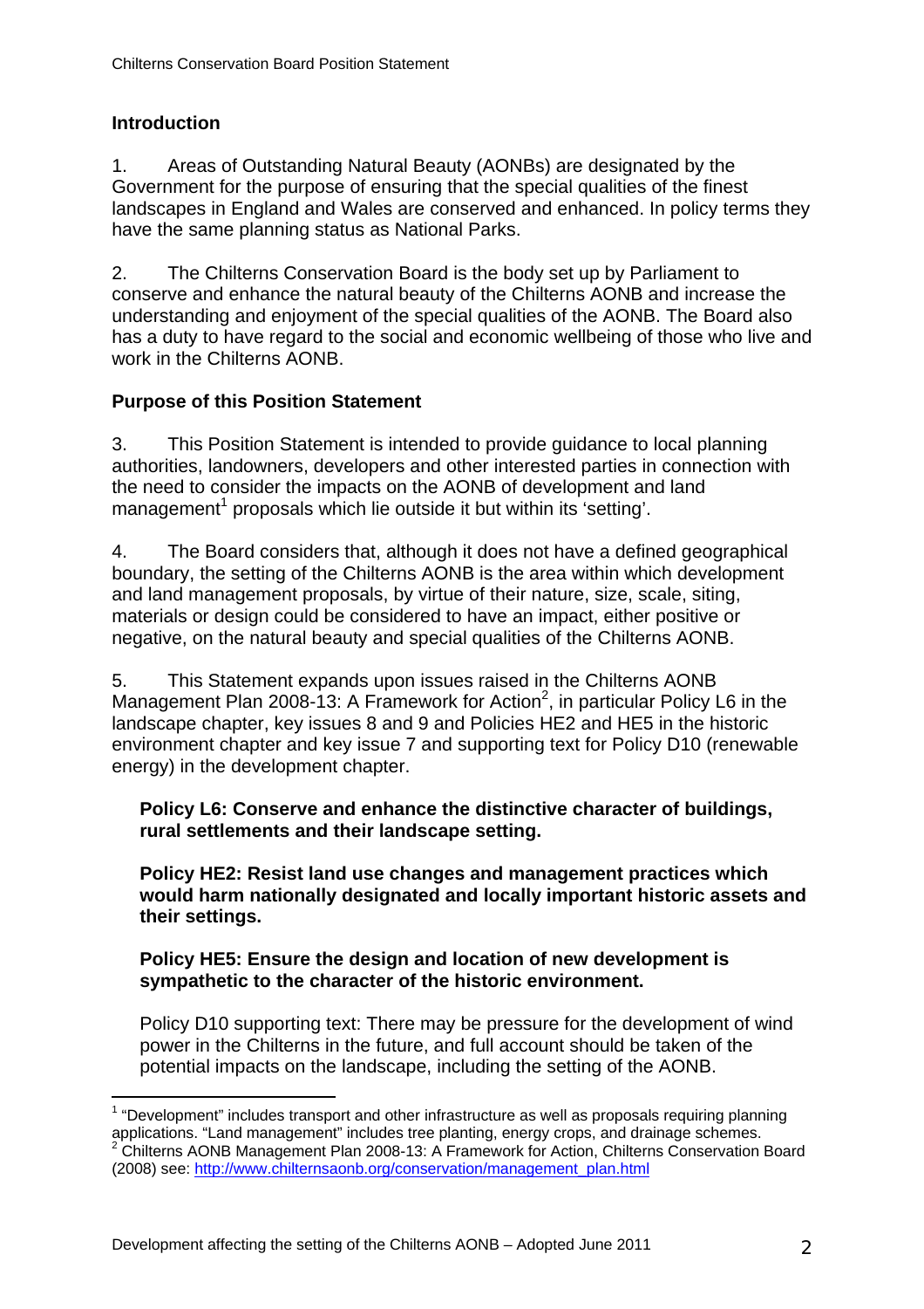## Introduction

1. Areas of Outstanding Natural Beauty (AONBs) are designated by the Government for the purpose of ensuring that the special qualities of the finest landscapes in England and Wales are conserved and enhanced. In policy terms they have the same planning status as National Parks.

2. The Chilterns Conservation Board is the body set up by Parliament to conserve and enhance the natural beauty of the Chilterns AONB and increase the understanding and enjoyment of the special qualities of the AONB. The Board also has a duty to have regard to the social and economic wellbeing of those who live and work in the Chilterns AONB.

## Purpose of this Position Statement

3. This Position Statement is intended to provide guidance to local planning authorities, landowners, developers and other interested parties in connection with the need to consider the impacts on the AONB of development and land management[1] proposals which lie outside it but within its 'setting'.

4. The Board considers that, although it does not have a defined geographical boundary, the setting of the Chilterns AONB is the area within which development and land management proposals, by virtue of their nature, size, scale, siting, materials or design could be considered to have an impact, either positive or negative, on the natural beauty and special qualities of the Chilterns AONB.

5. This Statement expands upon issues raised in the Chilterns AONB Management Plan 2008-13: A Framework for Action[2], in particular Policy L6 in the landscape chapter, key issues 8 and 9 and Policies HE2 and HE5 in the historic environment chapter and key issue 7 and supporting text for Policy D10 (renewable energy) in the development chapter.

> **Policy L6: Conserve and enhance the distinctive character of buildings, rural settlements and their landscape setting.**
>
> **Policy HE2: Resist land use changes and management practices which would harm nationally designated and locally important historic assets and their settings.**
>
> **Policy HE5: Ensure the design and location of new development is sympathetic to the character of the historic environment.**
>
> Policy D10 supporting text: There may be pressure for the development of wind power in the Chilterns in the future, and full account should be taken of the potential impacts on the landscape, including the setting of the AONB.

---

[1] "Development" includes transport and other infrastructure as well as proposals requiring planning applications. "Land management" includes tree planting, energy crops, and drainage schemes.

[2] Chilterns AONB Management Plan 2008-13: A Framework for Action, Chilterns Conservation Board (2008) see: http://www.chilternsaonb.org/conservation/management_plan.html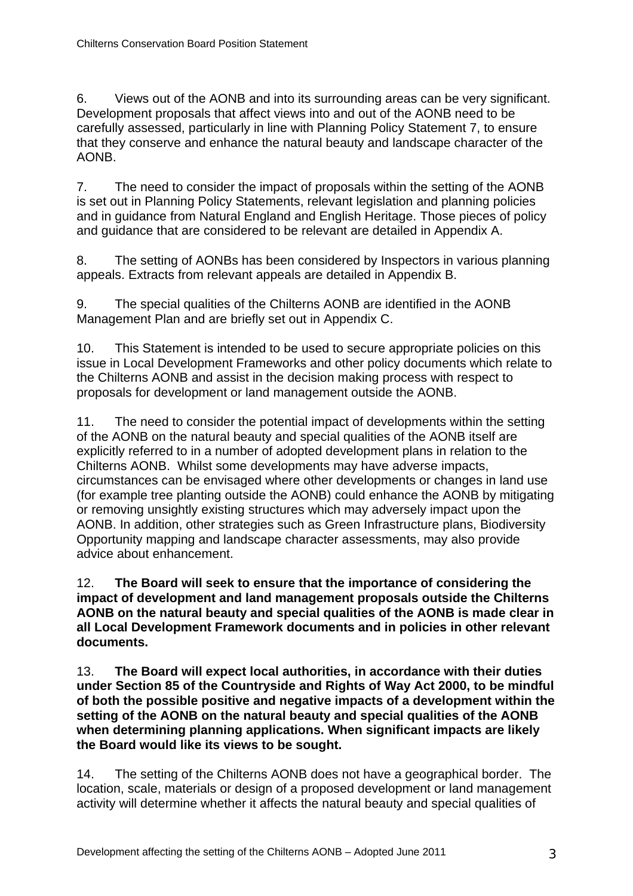6. Views out of the AONB and into its surrounding areas can be very significant. Development proposals that affect views into and out of the AONB need to be carefully assessed, particularly in line with Planning Policy Statement 7, to ensure that they conserve and enhance the natural beauty and landscape character of the AONB.

7. The need to consider the impact of proposals within the setting of the AONB is set out in Planning Policy Statements, relevant legislation and planning policies and in guidance from Natural England and English Heritage. Those pieces of policy and guidance that are considered to be relevant are detailed in Appendix A.

8. The setting of AONBs has been considered by Inspectors in various planning appeals. Extracts from relevant appeals are detailed in Appendix B.

9. The special qualities of the Chilterns AONB are identified in the AONB Management Plan and are briefly set out in Appendix C.

10. This Statement is intended to be used to secure appropriate policies on this issue in Local Development Frameworks and other policy documents which relate to the Chilterns AONB and assist in the decision making process with respect to proposals for development or land management outside the AONB.

11. The need to consider the potential impact of developments within the setting of the AONB on the natural beauty and special qualities of the AONB itself are explicitly referred to in a number of adopted development plans in relation to the Chilterns AONB. Whilst some developments may have adverse impacts, circumstances can be envisaged where other developments or changes in land use (for example tree planting outside the AONB) could enhance the AONB by mitigating or removing unsightly existing structures which may adversely impact upon the AONB. In addition, other strategies such as Green Infrastructure plans, Biodiversity Opportunity mapping and landscape character assessments, may also provide advice about enhancement.

12. **The Board will seek to ensure that the importance of considering the impact of development and land management proposals outside the Chilterns AONB on the natural beauty and special qualities of the AONB is made clear in all Local Development Framework documents and in policies in other relevant documents.**

13. **The Board will expect local authorities, in accordance with their duties under Section 85 of the Countryside and Rights of Way Act 2000, to be mindful of both the possible positive and negative impacts of a development within the setting of the AONB on the natural beauty and special qualities of the AONB when determining planning applications. When significant impacts are likely the Board would like its views to be sought.**

14. The setting of the Chilterns AONB does not have a geographical border. The location, scale, materials or design of a proposed development or land management activity will determine whether it affects the natural beauty and special qualities of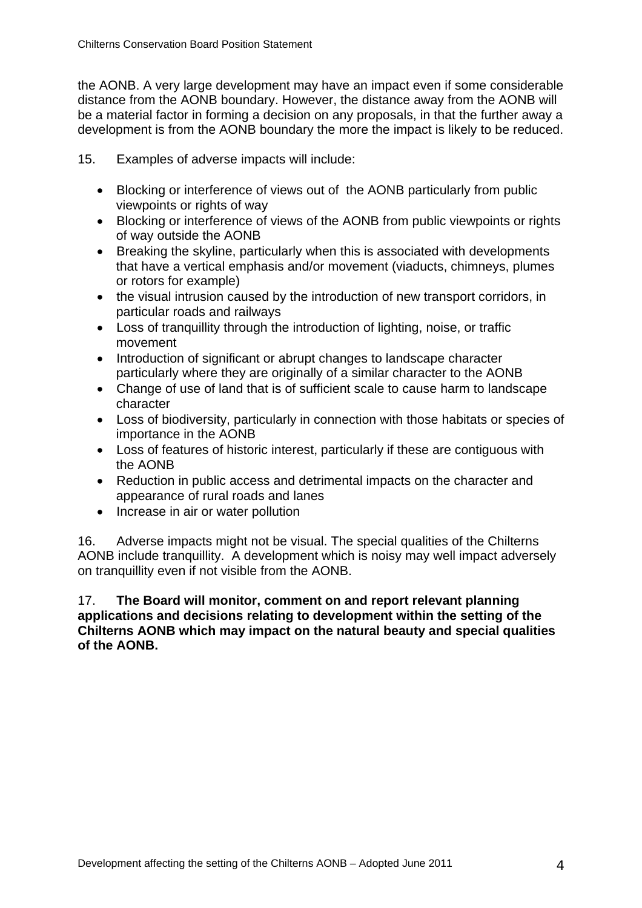the AONB. A very large development may have an impact even if some considerable distance from the AONB boundary. However, the distance away from the AONB will be a material factor in forming a decision on any proposals, in that the further away a development is from the AONB boundary the more the impact is likely to be reduced.

15. Examples of adverse impacts will include:

- Blocking or interference of views out of the AONB particularly from public viewpoints or rights of way
- Blocking or interference of views of the AONB from public viewpoints or rights of way outside the AONB
- Breaking the skyline, particularly when this is associated with developments that have a vertical emphasis and/or movement (viaducts, chimneys, plumes or rotors for example)
- the visual intrusion caused by the introduction of new transport corridors, in particular roads and railways
- Loss of tranquillity through the introduction of lighting, noise, or traffic movement
- Introduction of significant or abrupt changes to landscape character particularly where they are originally of a similar character to the AONB
- Change of use of land that is of sufficient scale to cause harm to landscape character
- Loss of biodiversity, particularly in connection with those habitats or species of importance in the AONB
- Loss of features of historic interest, particularly if these are contiguous with the AONB
- Reduction in public access and detrimental impacts on the character and appearance of rural roads and lanes
- Increase in air or water pollution

16. Adverse impacts might not be visual. The special qualities of the Chilterns AONB include tranquillity. A development which is noisy may well impact adversely on tranquillity even if not visible from the AONB.

17. **The Board will monitor, comment on and report relevant planning applications and decisions relating to development within the setting of the Chilterns AONB which may impact on the natural beauty and special qualities of the AONB.**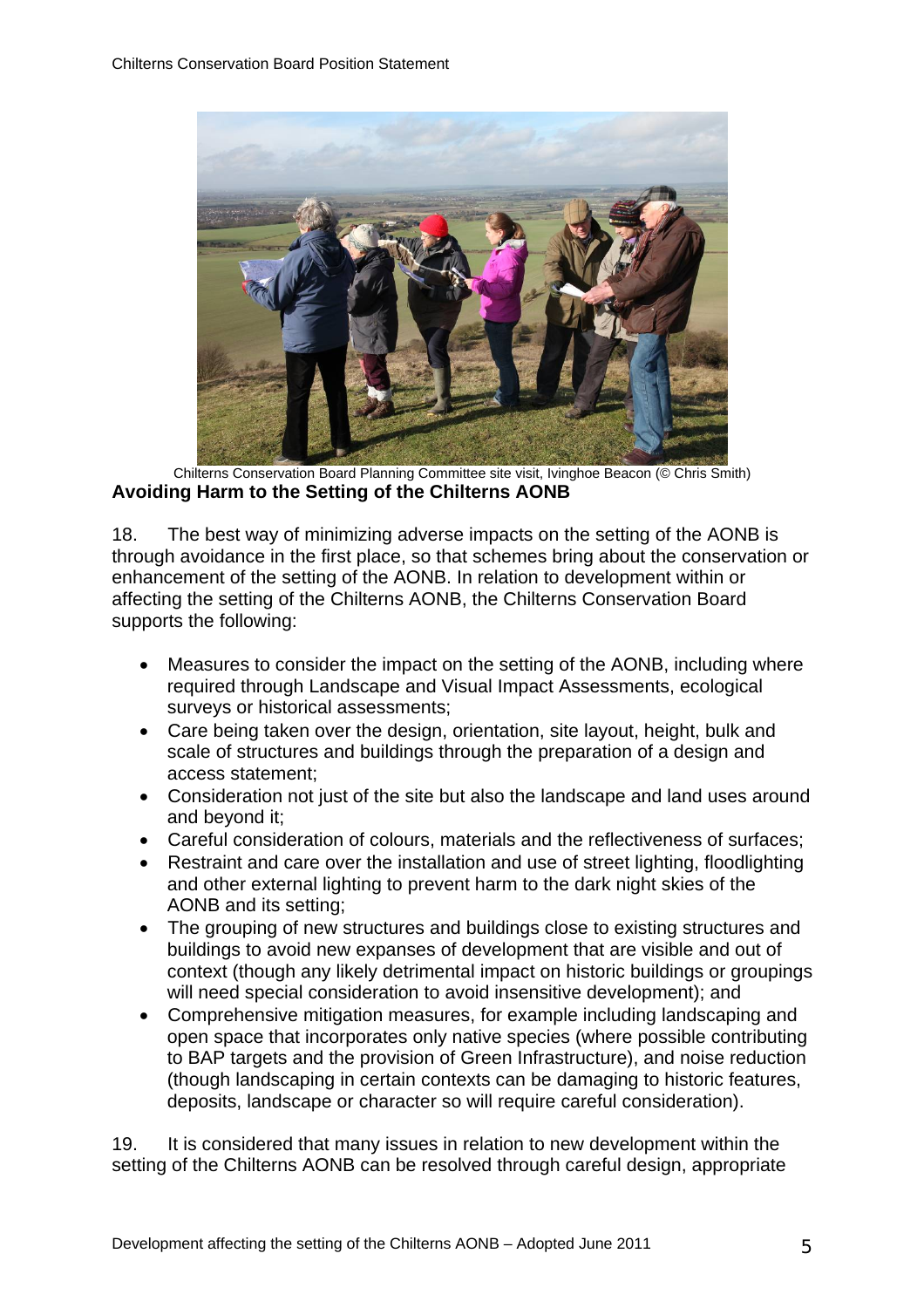Chilterns Conservation Board Planning Committee site visit, Ivinghoe Beacon (© Chris Smith)

**Avoiding Harm to the Setting of the Chilterns AONB**

18. The best way of minimizing adverse impacts on the setting of the AONB is through avoidance in the first place, so that schemes bring about the conservation or enhancement of the setting of the AONB. In relation to development within or affecting the setting of the Chilterns AONB, the Chilterns Conservation Board supports the following:

- Measures to consider the impact on the setting of the AONB, including where required through Landscape and Visual Impact Assessments, ecological surveys or historical assessments;
- Care being taken over the design, orientation, site layout, height, bulk and scale of structures and buildings through the preparation of a design and access statement;
- Consideration not just of the site but also the landscape and land uses around and beyond it;
- Careful consideration of colours, materials and the reflectiveness of surfaces;
- Restraint and care over the installation and use of street lighting, floodlighting and other external lighting to prevent harm to the dark night skies of the AONB and its setting;
- The grouping of new structures and buildings close to existing structures and buildings to avoid new expanses of development that are visible and out of context (though any likely detrimental impact on historic buildings or groupings will need special consideration to avoid insensitive development); and
- Comprehensive mitigation measures, for example including landscaping and open space that incorporates only native species (where possible contributing to BAP targets and the provision of Green Infrastructure), and noise reduction (though landscaping in certain contexts can be damaging to historic features, deposits, landscape or character so will require careful consideration).

19. It is considered that many issues in relation to new development within the setting of the Chilterns AONB can be resolved through careful design, appropriate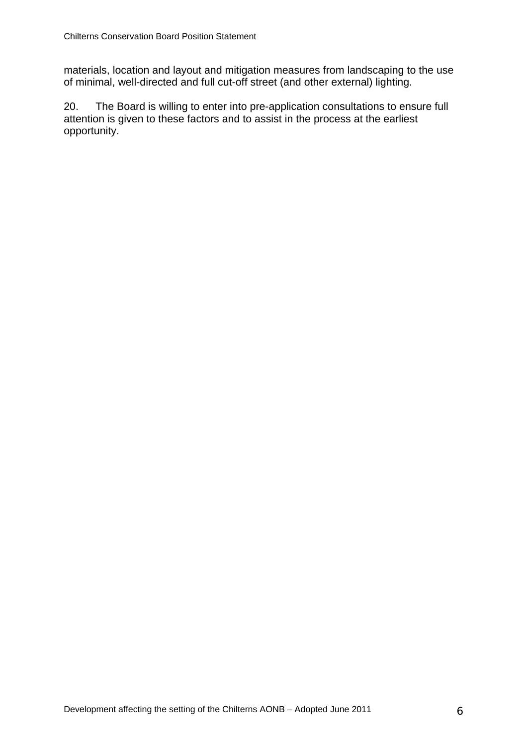materials, location and layout and mitigation measures from landscaping to the use of minimal, well-directed and full cut-off street (and other external) lighting.

20. The Board is willing to enter into pre-application consultations to ensure full attention is given to these factors and to assist in the process at the earliest opportunity.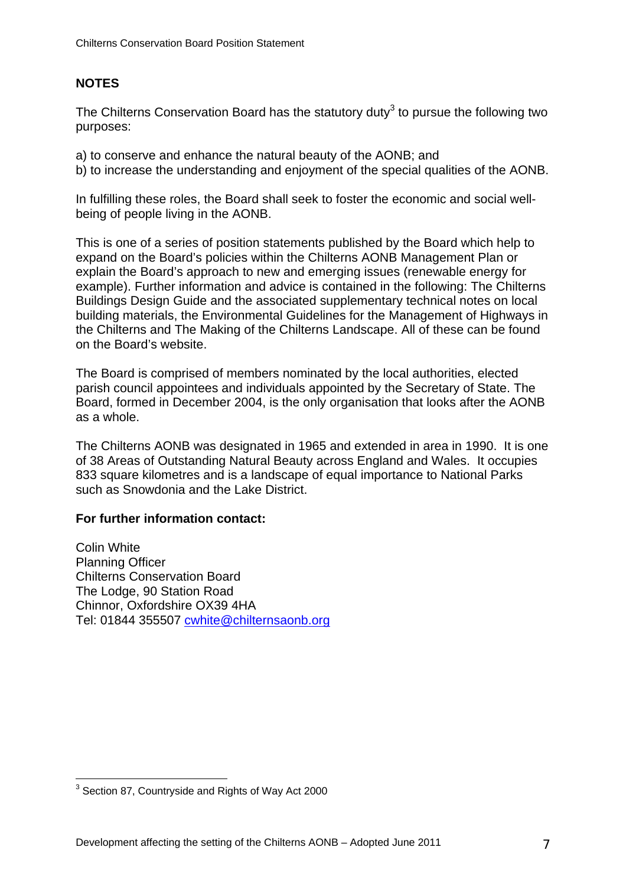## NOTES

The Chilterns Conservation Board has the statutory duty[3] to pursue the following two purposes:

a) to conserve and enhance the natural beauty of the AONB; and
b) to increase the understanding and enjoyment of the special qualities of the AONB.

In fulfilling these roles, the Board shall seek to foster the economic and social well-being of people living in the AONB.

This is one of a series of position statements published by the Board which help to expand on the Board's policies within the Chilterns AONB Management Plan or explain the Board's approach to new and emerging issues (renewable energy for example). Further information and advice is contained in the following: The Chilterns Buildings Design Guide and the associated supplementary technical notes on local building materials, the Environmental Guidelines for the Management of Highways in the Chilterns and The Making of the Chilterns Landscape. All of these can be found on the Board's website.

The Board is comprised of members nominated by the local authorities, elected parish council appointees and individuals appointed by the Secretary of State. The Board, formed in December 2004, is the only organisation that looks after the AONB as a whole.

The Chilterns AONB was designated in 1965 and extended in area in 1990. It is one of 38 Areas of Outstanding Natural Beauty across England and Wales. It occupies 833 square kilometres and is a landscape of equal importance to National Parks such as Snowdonia and the Lake District.

**For further information contact:**

Colin White
Planning Officer
Chilterns Conservation Board
The Lodge, 90 Station Road
Chinnor, Oxfordshire OX39 4HA
Tel: 01844 355507 cwhite@chilternsaonb.org

---

[3] Section 87, Countryside and Rights of Way Act 2000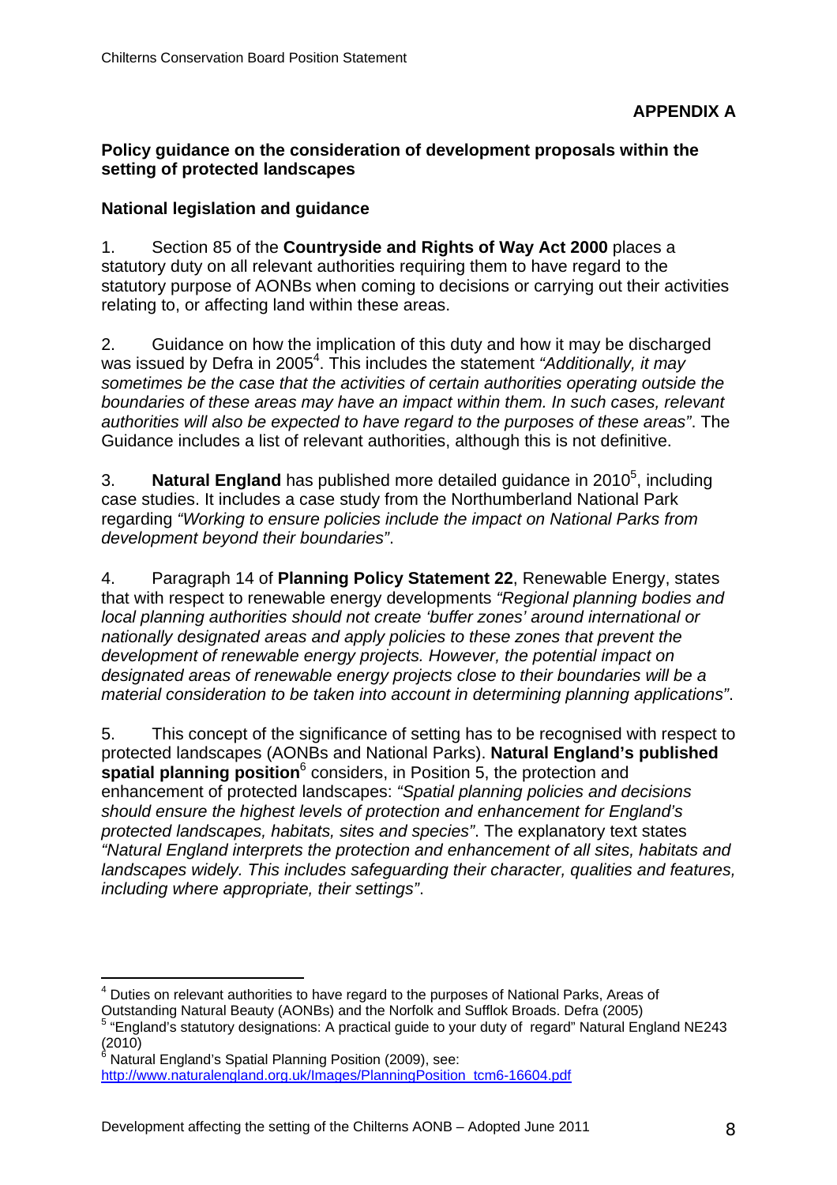**APPENDIX A**

**Policy guidance on the consideration of development proposals within the setting of protected landscapes**

**National legislation and guidance**

1. Section 85 of the **Countryside and Rights of Way Act 2000** places a statutory duty on all relevant authorities requiring them to have regard to the statutory purpose of AONBs when coming to decisions or carrying out their activities relating to, or affecting land within these areas.

2. Guidance on how the implication of this duty and how it may be discharged was issued by Defra in 2005[4]. This includes the statement *"Additionally, it may sometimes be the case that the activities of certain authorities operating outside the boundaries of these areas may have an impact within them. In such cases, relevant authorities will also be expected to have regard to the purposes of these areas"*. The Guidance includes a list of relevant authorities, although this is not definitive.

3. **Natural England** has published more detailed guidance in 2010[5], including case studies. It includes a case study from the Northumberland National Park regarding *"Working to ensure policies include the impact on National Parks from development beyond their boundaries"*.

4. Paragraph 14 of **Planning Policy Statement 22**, Renewable Energy, states that with respect to renewable energy developments *"Regional planning bodies and local planning authorities should not create 'buffer zones' around international or nationally designated areas and apply policies to these zones that prevent the development of renewable energy projects. However, the potential impact on designated areas of renewable energy projects close to their boundaries will be a material consideration to be taken into account in determining planning applications"*.

5. This concept of the significance of setting has to be recognised with respect to protected landscapes (AONBs and National Parks). **Natural England's published spatial planning position**[6] considers, in Position 5, the protection and enhancement of protected landscapes: *"Spatial planning policies and decisions should ensure the highest levels of protection and enhancement for England's protected landscapes, habitats, sites and species"*. The explanatory text states *"Natural England interprets the protection and enhancement of all sites, habitats and landscapes widely. This includes safeguarding their character, qualities and features, including where appropriate, their settings"*.

---

[4] Duties on relevant authorities to have regard to the purposes of National Parks, Areas of Outstanding Natural Beauty (AONBs) and the Norfolk and Sufflok Broads. Defra (2005)

[5] "England's statutory designations: A practical guide to your duty of regard" Natural England NE243 (2010)

[6] Natural England's Spatial Planning Position (2009), see: http://www.naturalengland.org.uk/Images/PlanningPosition_tcm6-16604.pdf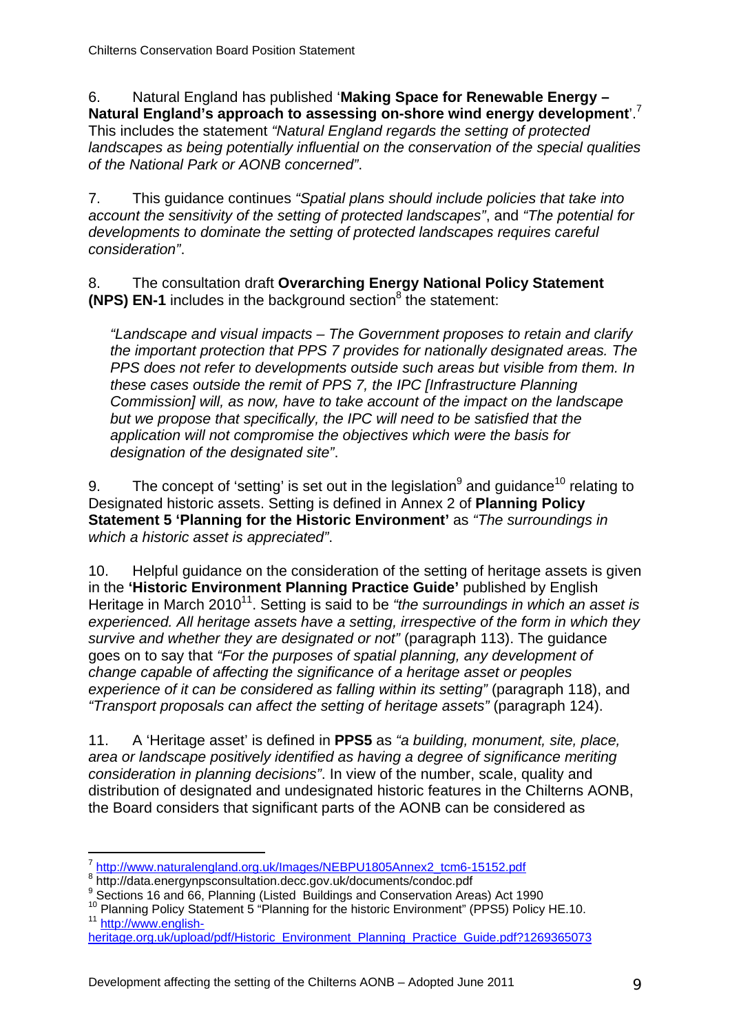6. Natural England has published '**Making Space for Renewable Energy – Natural England's approach to assessing on-shore wind energy development**'.[7] This includes the statement *"Natural England regards the setting of protected landscapes as being potentially influential on the conservation of the special qualities of the National Park or AONB concerned"*.

7. This guidance continues *"Spatial plans should include policies that take into account the sensitivity of the setting of protected landscapes"*, and *"The potential for developments to dominate the setting of protected landscapes requires careful consideration"*.

8. The consultation draft **Overarching Energy National Policy Statement (NPS) EN-1** includes in the background section[8] the statement:

> *"Landscape and visual impacts – The Government proposes to retain and clarify the important protection that PPS 7 provides for nationally designated areas. The PPS does not refer to developments outside such areas but visible from them. In these cases outside the remit of PPS 7, the IPC [Infrastructure Planning Commission] will, as now, have to take account of the impact on the landscape but we propose that specifically, the IPC will need to be satisfied that the application will not compromise the objectives which were the basis for designation of the designated site"*.

9. The concept of 'setting' is set out in the legislation[9] and guidance[10] relating to Designated historic assets. Setting is defined in Annex 2 of **Planning Policy Statement 5 'Planning for the Historic Environment'** as *"The surroundings in which a historic asset is appreciated"*.

10. Helpful guidance on the consideration of the setting of heritage assets is given in the **'Historic Environment Planning Practice Guide'** published by English Heritage in March 2010[11]. Setting is said to be *"the surroundings in which an asset is experienced. All heritage assets have a setting, irrespective of the form in which they survive and whether they are designated or not"* (paragraph 113). The guidance goes on to say that *"For the purposes of spatial planning, any development of change capable of affecting the significance of a heritage asset or peoples experience of it can be considered as falling within its setting"* (paragraph 118), and *"Transport proposals can affect the setting of heritage assets"* (paragraph 124).

11. A 'Heritage asset' is defined in **PPS5** as *"a building, monument, site, place, area or landscape positively identified as having a degree of significance meriting consideration in planning decisions"*. In view of the number, scale, quality and distribution of designated and undesignated historic features in the Chilterns AONB, the Board considers that significant parts of the AONB can be considered as

---

[7] http://www.naturalengland.org.uk/Images/NEBPU1805Annex2_tcm6-15152.pdf
[8] http://data.energynpsconsultation.decc.gov.uk/documents/condoc.pdf
[9] Sections 16 and 66, Planning (Listed Buildings and Conservation Areas) Act 1990
[10] Planning Policy Statement 5 "Planning for the historic Environment" (PPS5) Policy HE.10.
[11] http://www.english-heritage.org.uk/upload/pdf/Historic_Environment_Planning_Practice_Guide.pdf?1269365073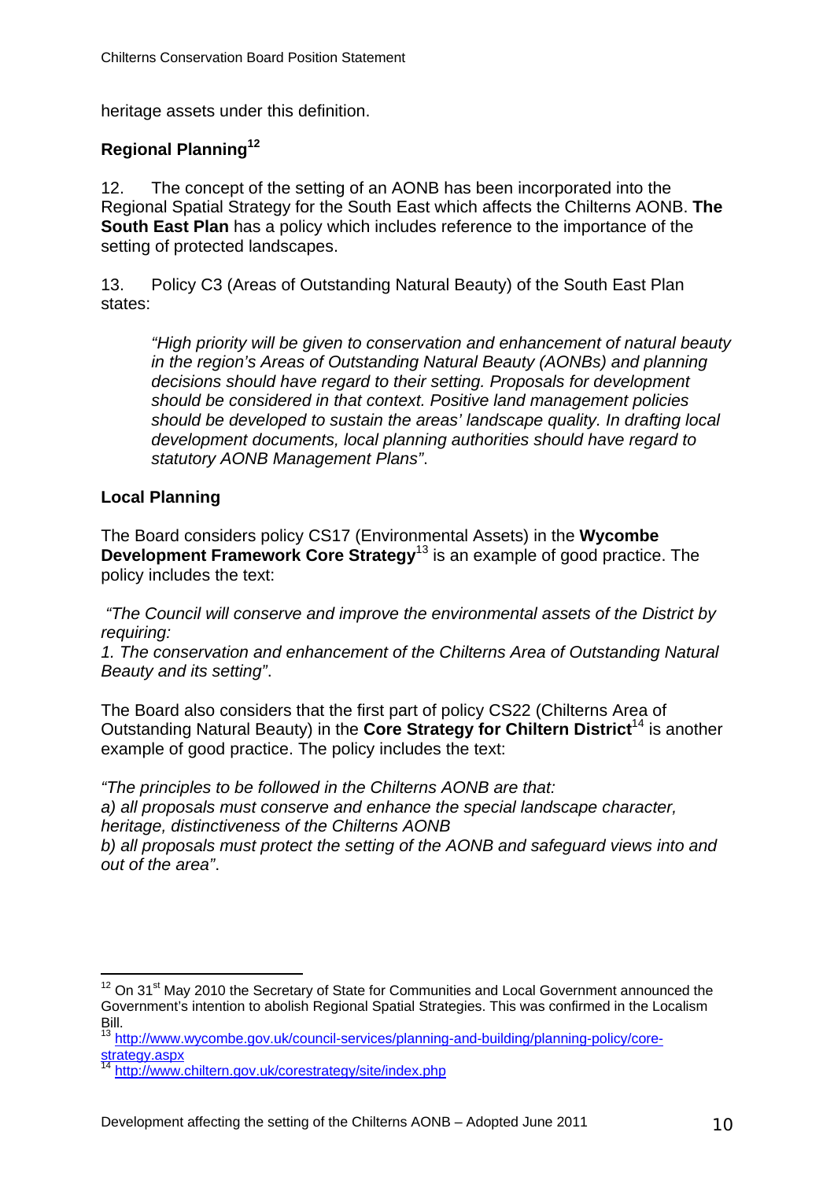heritage assets under this definition.

## Regional Planning[12]

12. The concept of the setting of an AONB has been incorporated into the Regional Spatial Strategy for the South East which affects the Chilterns AONB. **The South East Plan** has a policy which includes reference to the importance of the setting of protected landscapes.

13. Policy C3 (Areas of Outstanding Natural Beauty) of the South East Plan states:

> *"High priority will be given to conservation and enhancement of natural beauty in the region's Areas of Outstanding Natural Beauty (AONBs) and planning decisions should have regard to their setting. Proposals for development should be considered in that context. Positive land management policies should be developed to sustain the areas' landscape quality. In drafting local development documents, local planning authorities should have regard to statutory AONB Management Plans"*.

## Local Planning

The Board considers policy CS17 (Environmental Assets) in the **Wycombe Development Framework Core Strategy**[13] is an example of good practice. The policy includes the text:

*"The Council will conserve and improve the environmental assets of the District by requiring:*
*1. The conservation and enhancement of the Chilterns Area of Outstanding Natural Beauty and its setting"*.

The Board also considers that the first part of policy CS22 (Chilterns Area of Outstanding Natural Beauty) in the **Core Strategy for Chiltern District**[14] is another example of good practice. The policy includes the text:

*"The principles to be followed in the Chilterns AONB are that:*
*a) all proposals must conserve and enhance the special landscape character, heritage, distinctiveness of the Chilterns AONB*
*b) all proposals must protect the setting of the AONB and safeguard views into and out of the area"*.

---

[12] On 31st May 2010 the Secretary of State for Communities and Local Government announced the Government's intention to abolish Regional Spatial Strategies. This was confirmed in the Localism Bill.

[13] http://www.wycombe.gov.uk/council-services/planning-and-building/planning-policy/core-strategy.aspx

[14] http://www.chiltern.gov.uk/corestrategy/site/index.php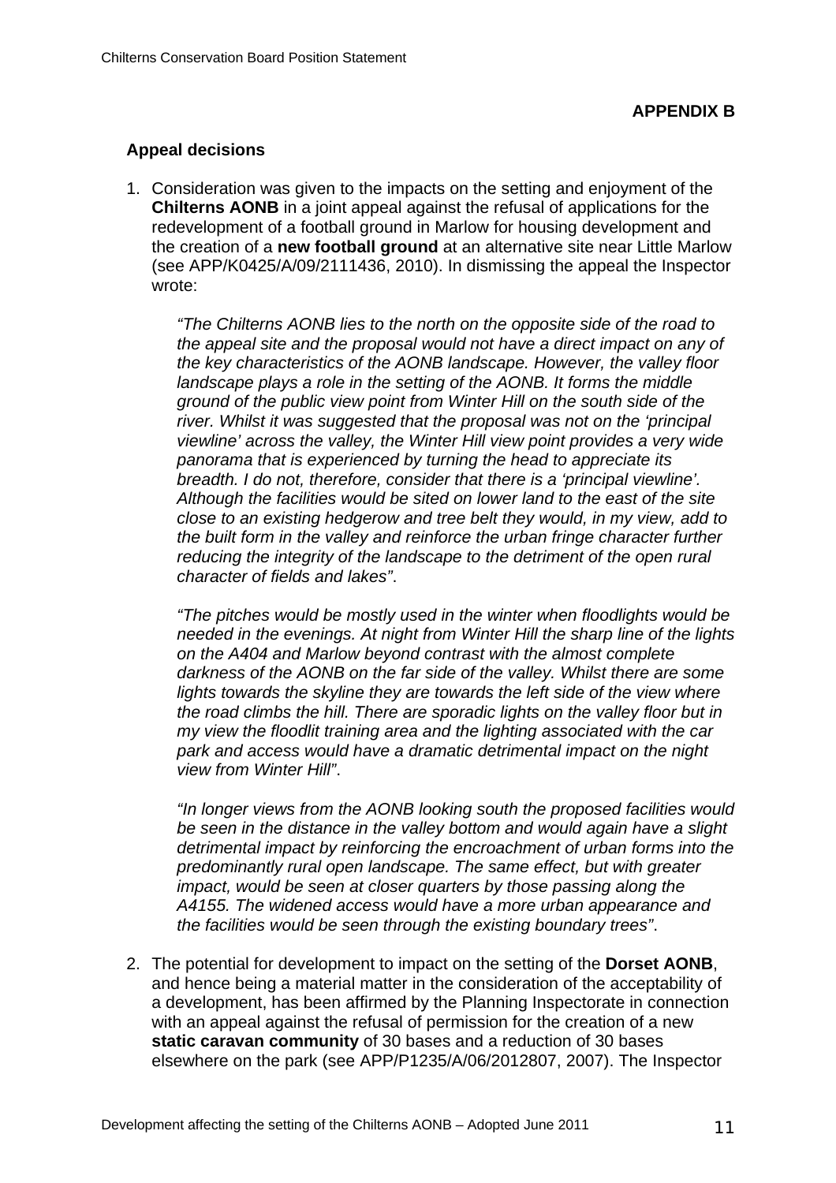**APPENDIX B**

**Appeal decisions**

1. Consideration was given to the impacts on the setting and enjoyment of the **Chilterns AONB** in a joint appeal against the refusal of applications for the redevelopment of a football ground in Marlow for housing development and the creation of a **new football ground** at an alternative site near Little Marlow (see APP/K0425/A/09/2111436, 2010). In dismissing the appeal the Inspector wrote:

   *"The Chilterns AONB lies to the north on the opposite side of the road to the appeal site and the proposal would not have a direct impact on any of the key characteristics of the AONB landscape. However, the valley floor landscape plays a role in the setting of the AONB. It forms the middle ground of the public view point from Winter Hill on the south side of the river. Whilst it was suggested that the proposal was not on the 'principal viewline' across the valley, the Winter Hill view point provides a very wide panorama that is experienced by turning the head to appreciate its breadth. I do not, therefore, consider that there is a 'principal viewline'. Although the facilities would be sited on lower land to the east of the site close to an existing hedgerow and tree belt they would, in my view, add to the built form in the valley and reinforce the urban fringe character further reducing the integrity of the landscape to the detriment of the open rural character of fields and lakes"*.

   *"The pitches would be mostly used in the winter when floodlights would be needed in the evenings. At night from Winter Hill the sharp line of the lights on the A404 and Marlow beyond contrast with the almost complete darkness of the AONB on the far side of the valley. Whilst there are some lights towards the skyline they are towards the left side of the view where the road climbs the hill. There are sporadic lights on the valley floor but in my view the floodlit training area and the lighting associated with the car park and access would have a dramatic detrimental impact on the night view from Winter Hill"*.

   *"In longer views from the AONB looking south the proposed facilities would be seen in the distance in the valley bottom and would again have a slight detrimental impact by reinforcing the encroachment of urban forms into the predominantly rural open landscape. The same effect, but with greater impact, would be seen at closer quarters by those passing along the A4155. The widened access would have a more urban appearance and the facilities would be seen through the existing boundary trees"*.

2. The potential for development to impact on the setting of the **Dorset AONB**, and hence being a material matter in the consideration of the acceptability of a development, has been affirmed by the Planning Inspectorate in connection with an appeal against the refusal of permission for the creation of a new **static caravan community** of 30 bases and a reduction of 30 bases elsewhere on the park (see APP/P1235/A/06/2012807, 2007). The Inspector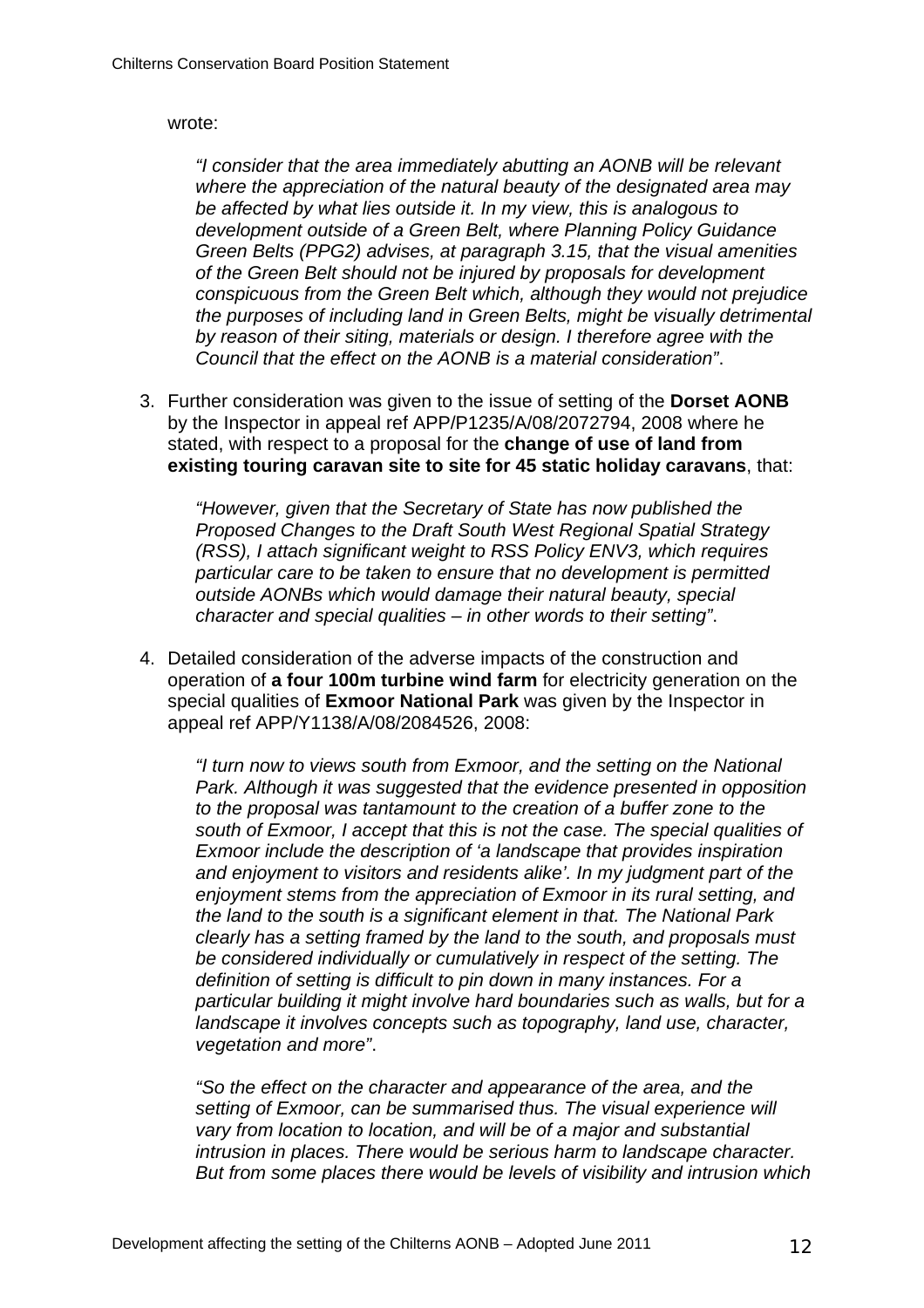wrote:

> *"I consider that the area immediately abutting an AONB will be relevant where the appreciation of the natural beauty of the designated area may be affected by what lies outside it. In my view, this is analogous to development outside of a Green Belt, where Planning Policy Guidance Green Belts (PPG2) advises, at paragraph 3.15, that the visual amenities of the Green Belt should not be injured by proposals for development conspicuous from the Green Belt which, although they would not prejudice the purposes of including land in Green Belts, might be visually detrimental by reason of their siting, materials or design. I therefore agree with the Council that the effect on the AONB is a material consideration"*.

3. Further consideration was given to the issue of setting of the **Dorset AONB** by the Inspector in appeal ref APP/P1235/A/08/2072794, 2008 where he stated, with respect to a proposal for the **change of use of land from existing touring caravan site to site for 45 static holiday caravans**, that:

   *"However, given that the Secretary of State has now published the Proposed Changes to the Draft South West Regional Spatial Strategy (RSS), I attach significant weight to RSS Policy ENV3, which requires particular care to be taken to ensure that no development is permitted outside AONBs which would damage their natural beauty, special character and special qualities – in other words to their setting"*.

4. Detailed consideration of the adverse impacts of the construction and operation of **a four 100m turbine wind farm** for electricity generation on the special qualities of **Exmoor National Park** was given by the Inspector in appeal ref APP/Y1138/A/08/2084526, 2008:

   *"I turn now to views south from Exmoor, and the setting on the National Park. Although it was suggested that the evidence presented in opposition to the proposal was tantamount to the creation of a buffer zone to the south of Exmoor, I accept that this is not the case. The special qualities of Exmoor include the description of 'a landscape that provides inspiration and enjoyment to visitors and residents alike'. In my judgment part of the enjoyment stems from the appreciation of Exmoor in its rural setting, and the land to the south is a significant element in that. The National Park clearly has a setting framed by the land to the south, and proposals must be considered individually or cumulatively in respect of the setting. The definition of setting is difficult to pin down in many instances. For a particular building it might involve hard boundaries such as walls, but for a landscape it involves concepts such as topography, land use, character, vegetation and more"*.

   *"So the effect on the character and appearance of the area, and the setting of Exmoor, can be summarised thus. The visual experience will vary from location to location, and will be of a major and substantial intrusion in places. There would be serious harm to landscape character. But from some places there would be levels of visibility and intrusion which*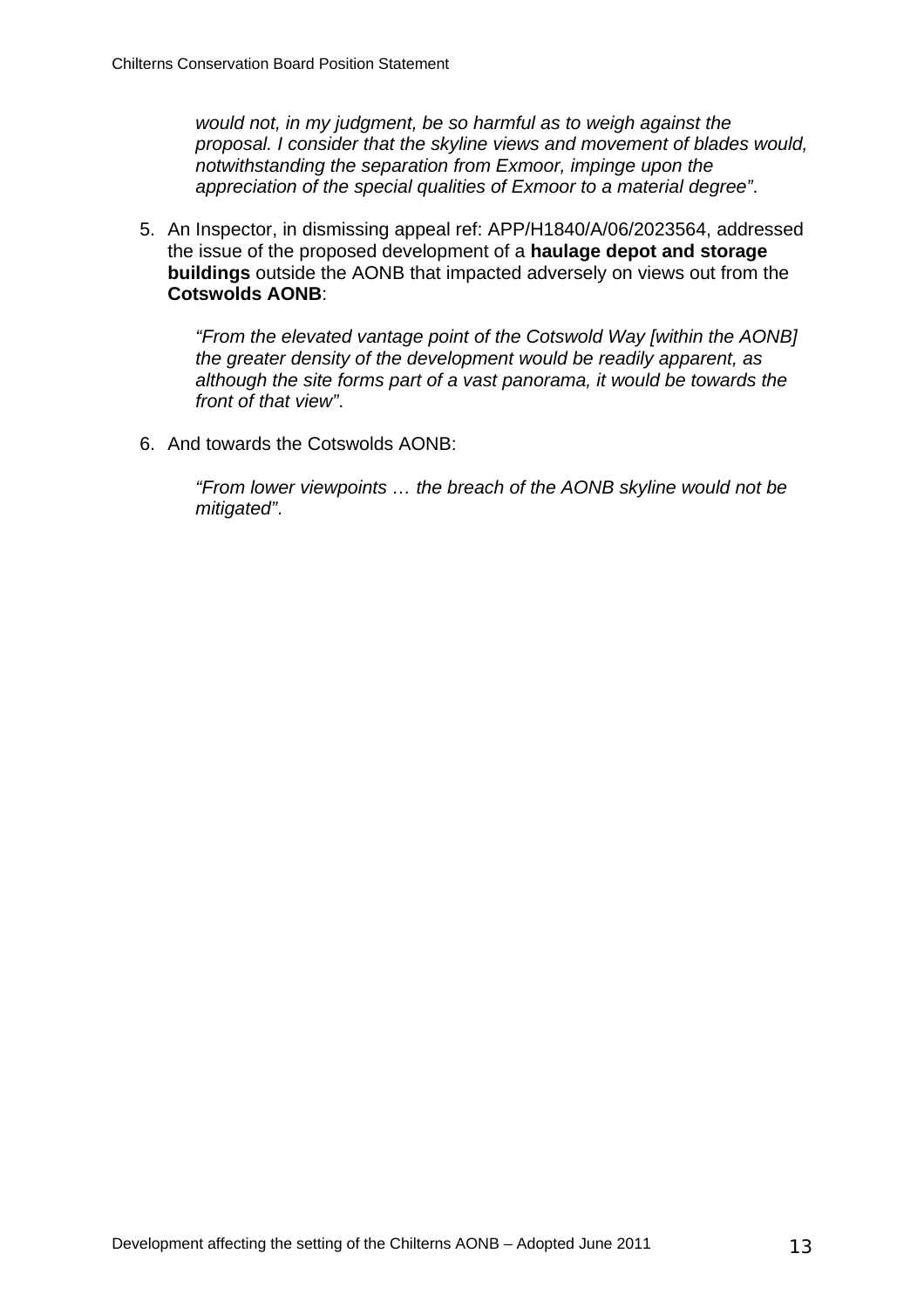*would not, in my judgment, be so harmful as to weigh against the proposal. I consider that the skyline views and movement of blades would, notwithstanding the separation from Exmoor, impinge upon the appreciation of the special qualities of Exmoor to a material degree"*.

5. An Inspector, in dismissing appeal ref: APP/H1840/A/06/2023564, addressed the issue of the proposed development of a **haulage depot and storage buildings** outside the AONB that impacted adversely on views out from the **Cotswolds AONB**:

   *"From the elevated vantage point of the Cotswold Way [within the AONB] the greater density of the development would be readily apparent, as although the site forms part of a vast panorama, it would be towards the front of that view"*.

6. And towards the Cotswolds AONB:

   *"From lower viewpoints … the breach of the AONB skyline would not be mitigated"*.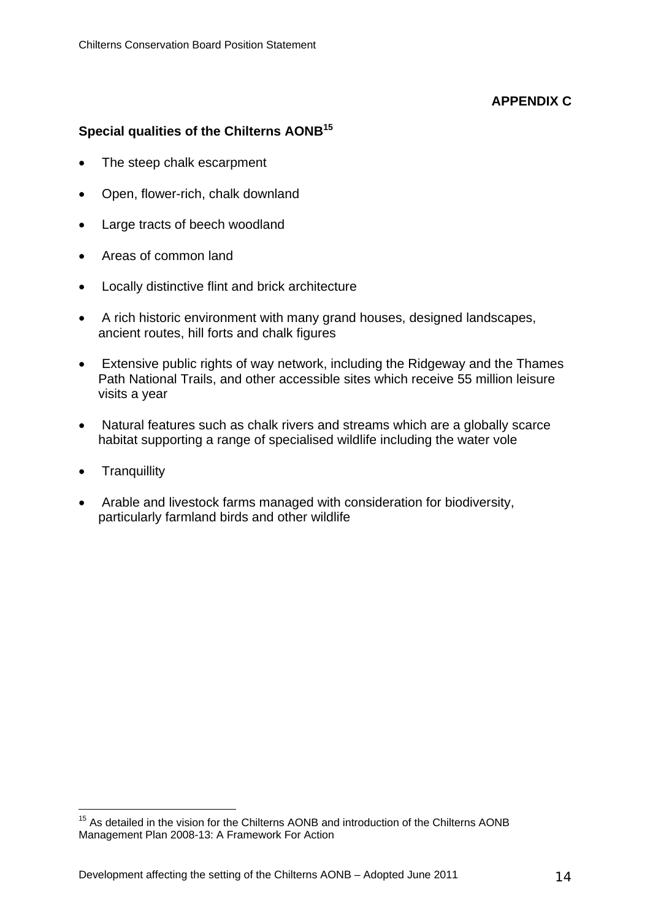**APPENDIX C**

**Special qualities of the Chilterns AONB**[15]

- The steep chalk escarpment
- Open, flower-rich, chalk downland
- Large tracts of beech woodland
- Areas of common land
- Locally distinctive flint and brick architecture
- A rich historic environment with many grand houses, designed landscapes, ancient routes, hill forts and chalk figures
- Extensive public rights of way network, including the Ridgeway and the Thames Path National Trails, and other accessible sites which receive 55 million leisure visits a year
- Natural features such as chalk rivers and streams which are a globally scarce habitat supporting a range of specialised wildlife including the water vole
- Tranquillity
- Arable and livestock farms managed with consideration for biodiversity, particularly farmland birds and other wildlife

[15] As detailed in the vision for the Chilterns AONB and introduction of the Chilterns AONB Management Plan 2008-13: A Framework For Action